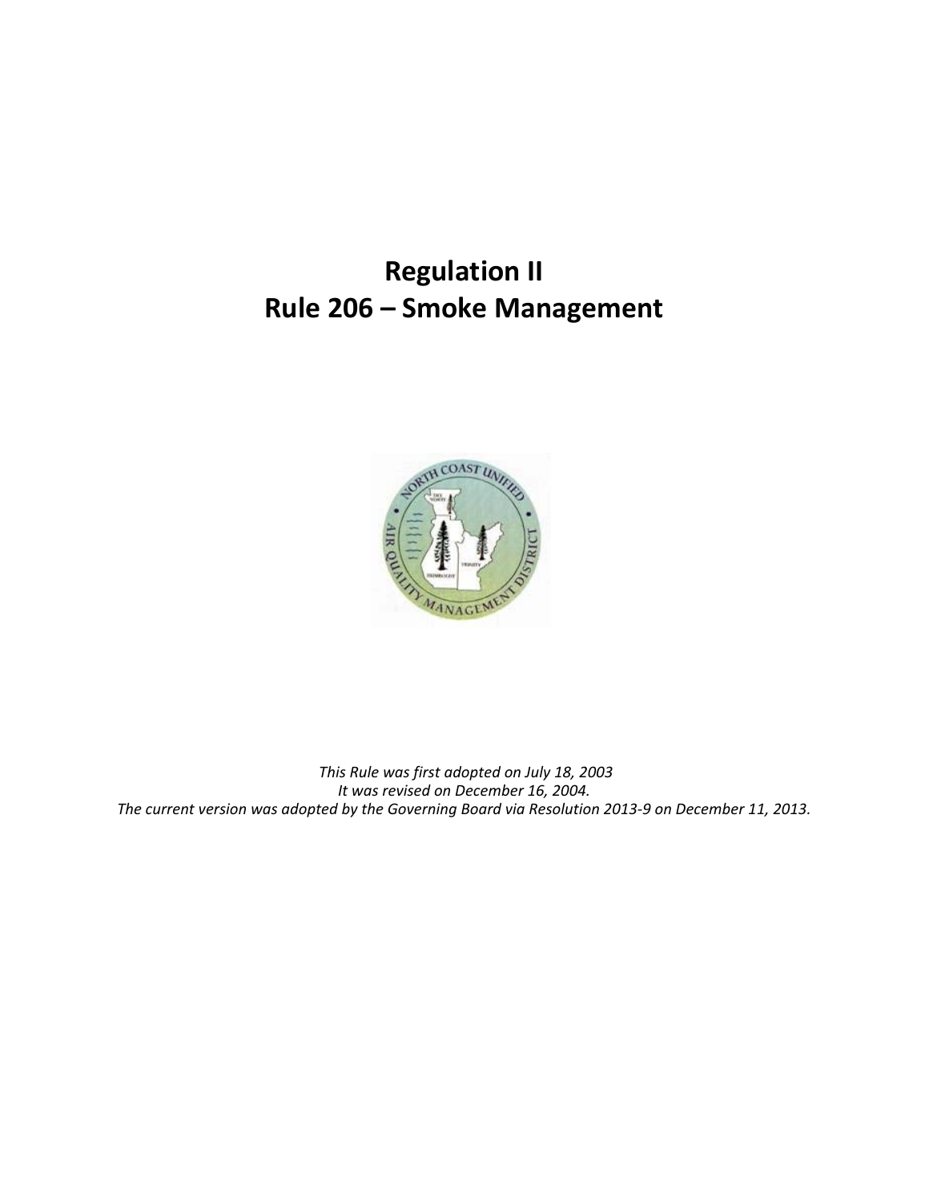# Regulation II
# Rule 206 – Smoke Management

*This Rule was first adopted on July 18, 2003*
*It was revised on December 16, 2004.*
*The current version was adopted by the Governing Board via Resolution 2013-9 on December 11, 2013.*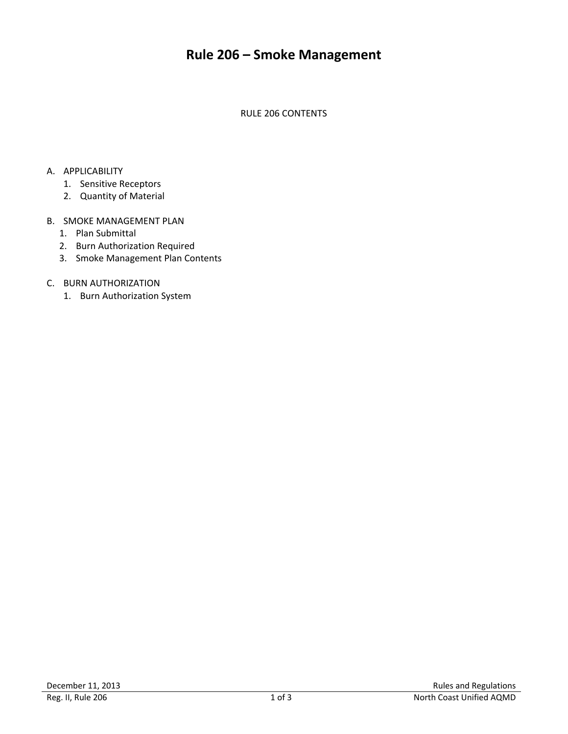# Rule 206 – Smoke Management

RULE 206 CONTENTS

A. APPLICABILITY
   1. Sensitive Receptors
   2. Quantity of Material

B. SMOKE MANAGEMENT PLAN
   1. Plan Submittal
   2. Burn Authorization Required
   3. Smoke Management Plan Contents

C. BURN AUTHORIZATION
   1. Burn Authorization System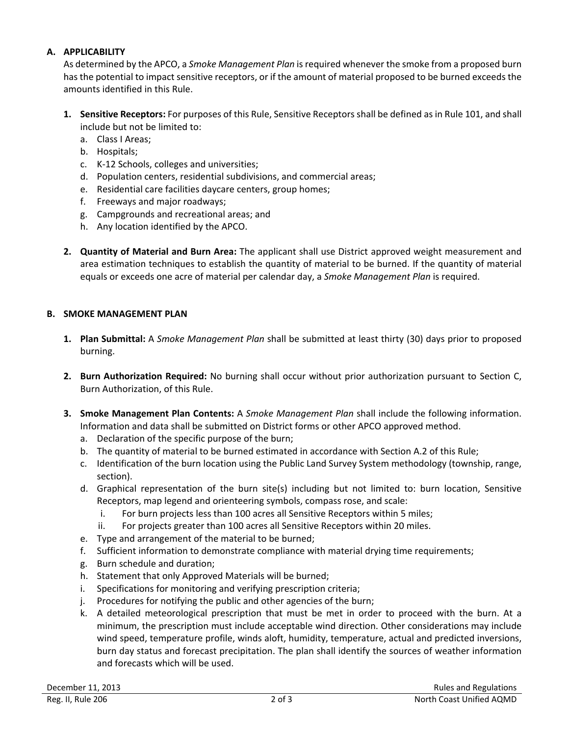## A. APPLICABILITY

As determined by the APCO, a *Smoke Management Plan* is required whenever the smoke from a proposed burn has the potential to impact sensitive receptors, or if the amount of material proposed to be burned exceeds the amounts identified in this Rule.

1. **Sensitive Receptors:** For purposes of this Rule, Sensitive Receptors shall be defined as in Rule 101, and shall include but not be limited to:
   a. Class I Areas;
   b. Hospitals;
   c. K-12 Schools, colleges and universities;
   d. Population centers, residential subdivisions, and commercial areas;
   e. Residential care facilities daycare centers, group homes;
   f. Freeways and major roadways;
   g. Campgrounds and recreational areas; and
   h. Any location identified by the APCO.

2. **Quantity of Material and Burn Area:** The applicant shall use District approved weight measurement and area estimation techniques to establish the quantity of material to be burned. If the quantity of material equals or exceeds one acre of material per calendar day, a *Smoke Management Plan* is required.

## B. SMOKE MANAGEMENT PLAN

1. **Plan Submittal:** A *Smoke Management Plan* shall be submitted at least thirty (30) days prior to proposed burning.

2. **Burn Authorization Required:** No burning shall occur without prior authorization pursuant to Section C, Burn Authorization, of this Rule.

3. **Smoke Management Plan Contents:** A *Smoke Management Plan* shall include the following information. Information and data shall be submitted on District forms or other APCO approved method.
   a. Declaration of the specific purpose of the burn;
   b. The quantity of material to be burned estimated in accordance with Section A.2 of this Rule;
   c. Identification of the burn location using the Public Land Survey System methodology (township, range, section).
   d. Graphical representation of the burn site(s) including but not limited to: burn location, Sensitive Receptors, map legend and orienteering symbols, compass rose, and scale:
      i. For burn projects less than 100 acres all Sensitive Receptors within 5 miles;
      ii. For projects greater than 100 acres all Sensitive Receptors within 20 miles.
   e. Type and arrangement of the material to be burned;
   f. Sufficient information to demonstrate compliance with material drying time requirements;
   g. Burn schedule and duration;
   h. Statement that only Approved Materials will be burned;
   i. Specifications for monitoring and verifying prescription criteria;
   j. Procedures for notifying the public and other agencies of the burn;
   k. A detailed meteorological prescription that must be met in order to proceed with the burn. At a minimum, the prescription must include acceptable wind direction. Other considerations may include wind speed, temperature profile, winds aloft, humidity, temperature, actual and predicted inversions, burn day status and forecast precipitation. The plan shall identify the sources of weather information and forecasts which will be used.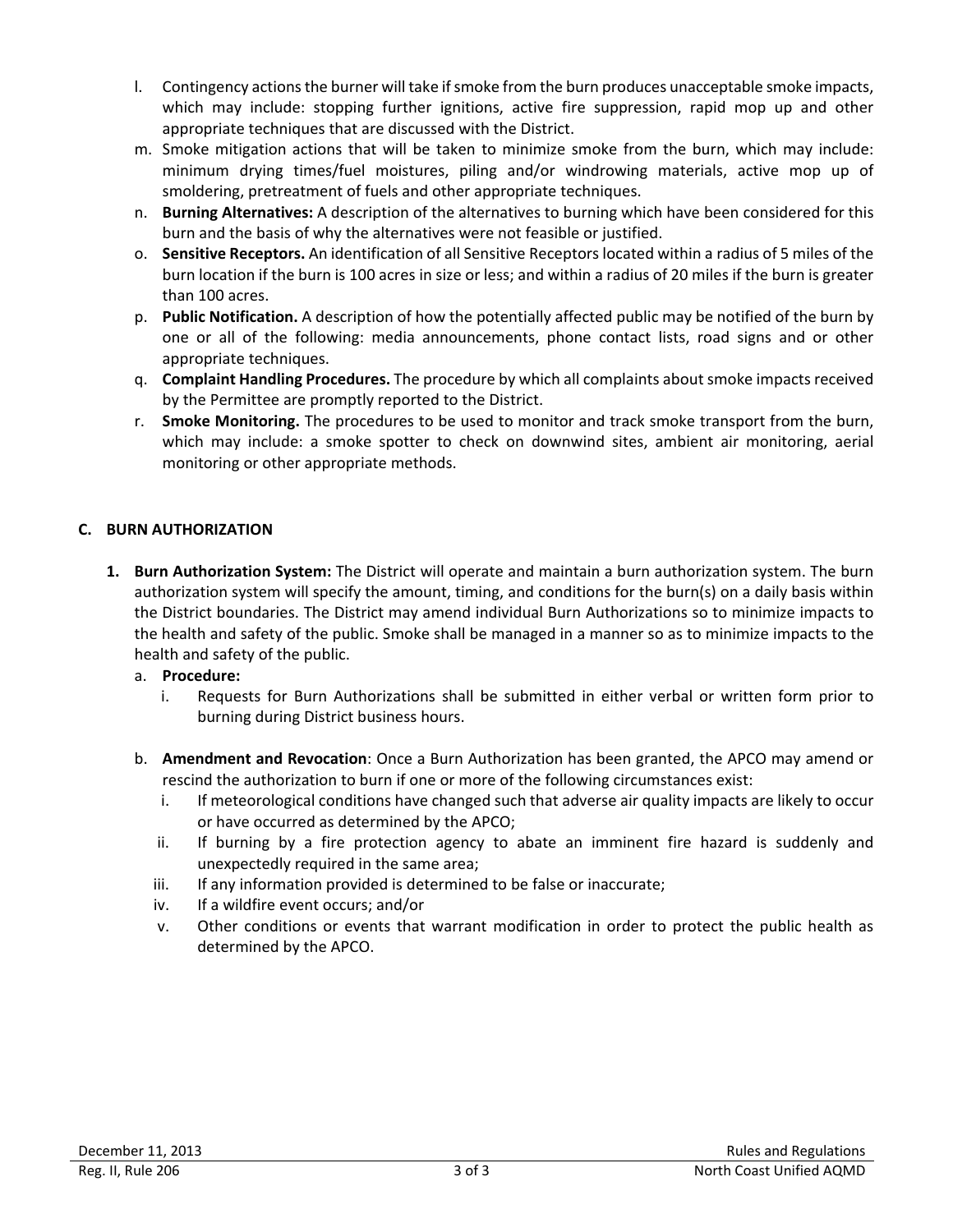l. Contingency actions the burner will take if smoke from the burn produces unacceptable smoke impacts, which may include: stopping further ignitions, active fire suppression, rapid mop up and other appropriate techniques that are discussed with the District.

m. Smoke mitigation actions that will be taken to minimize smoke from the burn, which may include: minimum drying times/fuel moistures, piling and/or windrowing materials, active mop up of smoldering, pretreatment of fuels and other appropriate techniques.

n. **Burning Alternatives:** A description of the alternatives to burning which have been considered for this burn and the basis of why the alternatives were not feasible or justified.

o. **Sensitive Receptors.** An identification of all Sensitive Receptors located within a radius of 5 miles of the burn location if the burn is 100 acres in size or less; and within a radius of 20 miles if the burn is greater than 100 acres.

p. **Public Notification.** A description of how the potentially affected public may be notified of the burn by one or all of the following: media announcements, phone contact lists, road signs and or other appropriate techniques.

q. **Complaint Handling Procedures.** The procedure by which all complaints about smoke impacts received by the Permittee are promptly reported to the District.

r. **Smoke Monitoring.** The procedures to be used to monitor and track smoke transport from the burn, which may include: a smoke spotter to check on downwind sites, ambient air monitoring, aerial monitoring or other appropriate methods.

## C. BURN AUTHORIZATION

1. **Burn Authorization System:** The District will operate and maintain a burn authorization system. The burn authorization system will specify the amount, timing, and conditions for the burn(s) on a daily basis within the District boundaries. The District may amend individual Burn Authorizations so to minimize impacts to the health and safety of the public. Smoke shall be managed in a manner so as to minimize impacts to the health and safety of the public.

   a. **Procedure:**

      i. Requests for Burn Authorizations shall be submitted in either verbal or written form prior to burning during District business hours.

   b. **Amendment and Revocation**: Once a Burn Authorization has been granted, the APCO may amend or rescind the authorization to burn if one or more of the following circumstances exist:

      i. If meteorological conditions have changed such that adverse air quality impacts are likely to occur or have occurred as determined by the APCO;

      ii. If burning by a fire protection agency to abate an imminent fire hazard is suddenly and unexpectedly required in the same area;

      iii. If any information provided is determined to be false or inaccurate;

      iv. If a wildfire event occurs; and/or

      v. Other conditions or events that warrant modification in order to protect the public health as determined by the APCO.